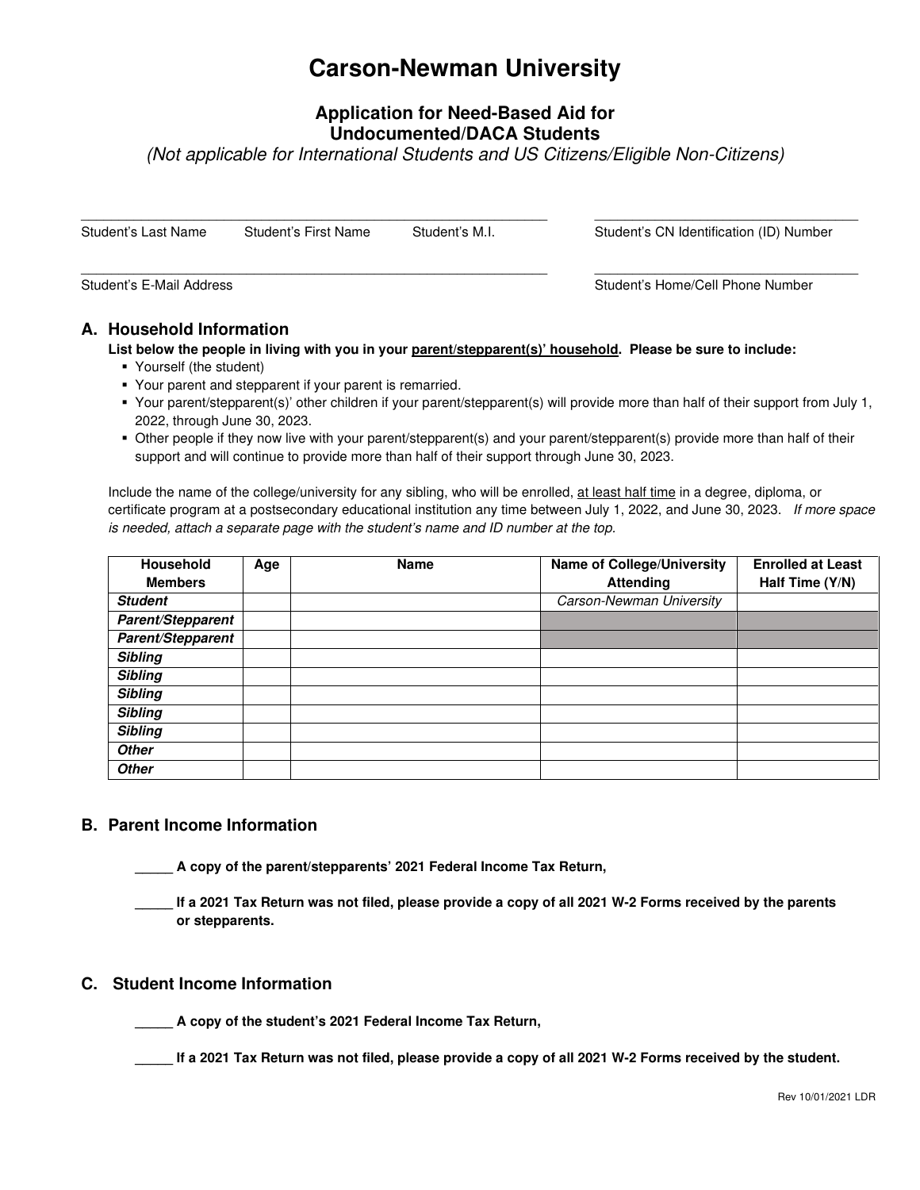# Carson-Newman University

## Application for Need-Based Aid for Undocumented/DACA Students

*(Not applicable for International Students and US Citizens/Eligible Non-Citizens)*

\_\_\_\_\_\_\_\_\_\_\_\_\_\_\_\_\_\_\_\_\_\_\_\_\_\_\_\_\_\_\_\_\_\_\_\_\_\_\_\_\_\_\_\_\_\_\_\_\_\_\_\_\_\_\_\_\_\_ \_\_\_\_\_\_\_\_\_\_\_\_\_\_\_\_\_\_\_\_\_\_\_\_\_\_\_\_\_\_\_\_\_\_\_\_
Student's Last Name     Student's First Name     Student's M.I.     Student's CN Identification (ID) Number

\_\_\_\_\_\_\_\_\_\_\_\_\_\_\_\_\_\_\_\_\_\_\_\_\_\_\_\_\_\_\_\_\_\_\_\_\_\_\_\_\_\_\_\_\_\_\_\_\_\_\_\_\_\_\_\_\_\_ \_\_\_\_\_\_\_\_\_\_\_\_\_\_\_\_\_\_\_\_\_\_\_\_\_\_\_\_\_\_\_\_\_\_\_\_
Student's E-Mail Address     Student's Home/Cell Phone Number

### A. Household Information

**List below the people in living with you in your parent/stepparent(s)' household. Please be sure to include:**

- Yourself (the student)
- Your parent and stepparent if your parent is remarried.
- Your parent/stepparent(s)' other children if your parent/stepparent(s) will provide more than half of their support from July 1, 2022, through June 30, 2023.
- Other people if they now live with your parent/stepparent(s) and your parent/stepparent(s) provide more than half of their support and will continue to provide more than half of their support through June 30, 2023.

Include the name of the college/university for any sibling, who will be enrolled, at least half time in a degree, diploma, or certificate program at a postsecondary educational institution any time between July 1, 2022, and June 30, 2023. *If more space is needed, attach a separate page with the student's name and ID number at the top.*

| Household Members | Age | Name | Name of College/University Attending | Enrolled at Least Half Time (Y/N) |
|---|---|---|---|---|
| ***Student*** | | | *Carson-Newman University* | |
| ***Parent/Stepparent*** | | | | |
| ***Parent/Stepparent*** | | | | |
| ***Sibling*** | | | | |
| ***Sibling*** | | | | |
| ***Sibling*** | | | | |
| ***Sibling*** | | | | |
| ***Sibling*** | | | | |
| ***Other*** | | | | |
| ***Other*** | | | | |

### B. Parent Income Information

**\_\_\_\_\_ A copy of the parent/stepparents' 2021 Federal Income Tax Return,**

**\_\_\_\_\_ If a 2021 Tax Return was not filed, please provide a copy of all 2021 W-2 Forms received by the parents or stepparents.**

### C. Student Income Information

**\_\_\_\_\_ A copy of the student's 2021 Federal Income Tax Return,**

**\_\_\_\_\_ If a 2021 Tax Return was not filed, please provide a copy of all 2021 W-2 Forms received by the student.**

Rev 10/01/2021 LDR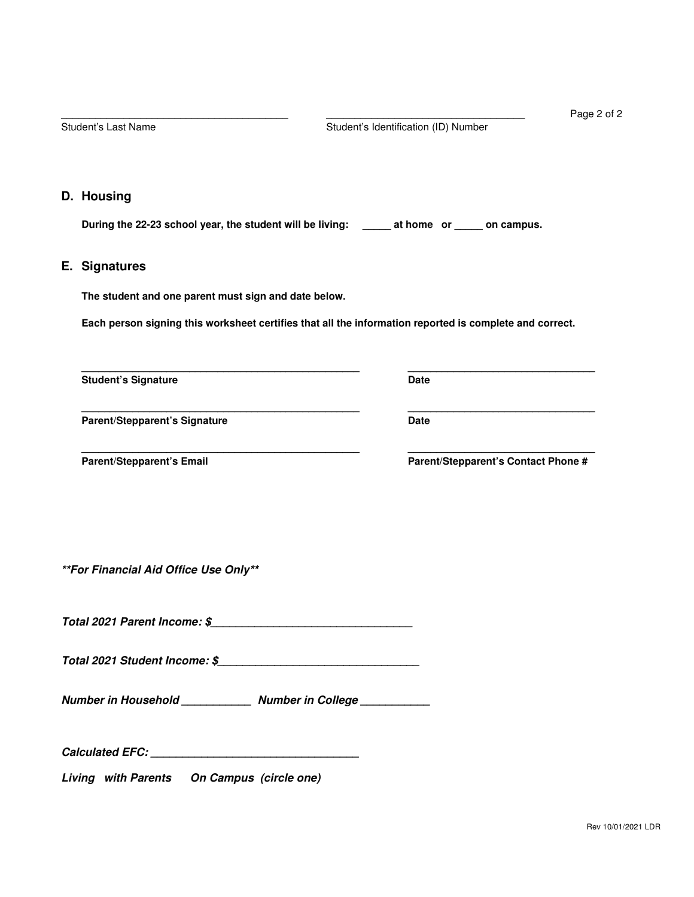_______________________________________ &nbsp;&nbsp;&nbsp;&nbsp;&nbsp;&nbsp;&nbsp;&nbsp;&nbsp;&nbsp; ___________________________________
Student's Last Name &nbsp;&nbsp;&nbsp;&nbsp;&nbsp;&nbsp;&nbsp;&nbsp;&nbsp;&nbsp;&nbsp;&nbsp;&nbsp;&nbsp;&nbsp;&nbsp;&nbsp;&nbsp;&nbsp;&nbsp;&nbsp;&nbsp;&nbsp;&nbsp;&nbsp;&nbsp;&nbsp;&nbsp;&nbsp;&nbsp; Student's Identification (ID) Number

## D. Housing

**During the 22-23 school year, the student will be living: _____ at home or _____ on campus.**

## E. Signatures

**The student and one parent must sign and date below.**

**Each person signing this worksheet certifies that all the information reported is complete and correct.**

| | |
|---|---|
| ________________________________________________ | _________________________________ |
| **Student's Signature** | **Date** |
| ________________________________________________ | _________________________________ |
| **Parent/Stepparent's Signature** | **Date** |
| ________________________________________________ | _________________________________ |
| **Parent/Stepparent's Email** | **Parent/Stepparent's Contact Phone #** |

***\*\*For Financial Aid Office Use Only\*\****

***Total 2021 Parent Income: $_________________________________***

***Total 2021 Student Income: $_________________________________***

***Number in Household ___________ Number in College ___________***

***Calculated EFC: __________________________________***

***Living with Parents On Campus (circle one)***

Rev 10/01/2021 LDR